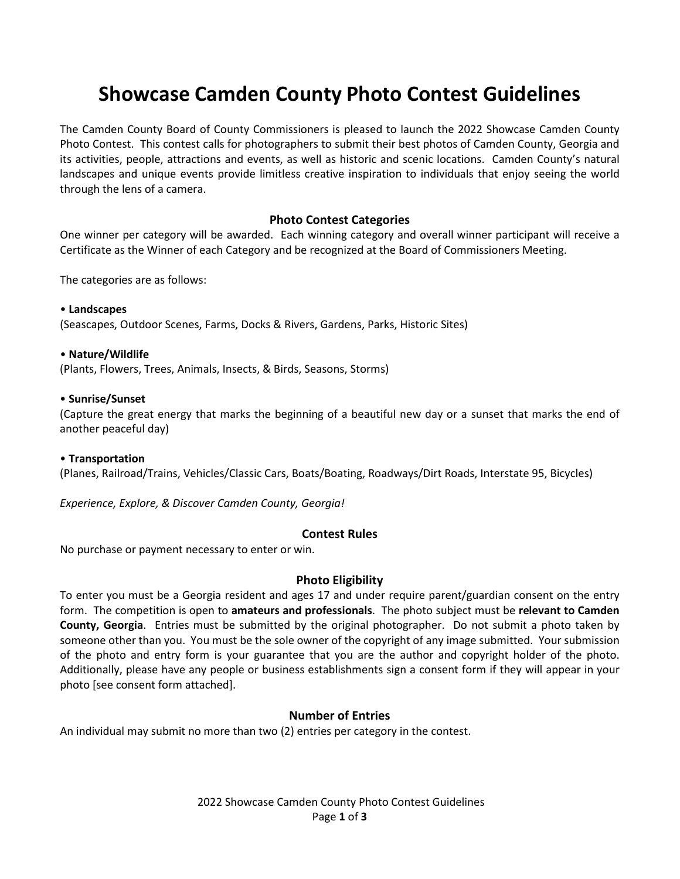# Showcase Camden County Photo Contest Guidelines

The Camden County Board of County Commissioners is pleased to launch the 2022 Showcase Camden County Photo Contest. This contest calls for photographers to submit their best photos of Camden County, Georgia and its activities, people, attractions and events, as well as historic and scenic locations. Camden County's natural landscapes and unique events provide limitless creative inspiration to individuals that enjoy seeing the world through the lens of a camera.

## Photo Contest Categories

One winner per category will be awarded. Each winning category and overall winner participant will receive a Certificate as the Winner of each Category and be recognized at the Board of Commissioners Meeting.

The categories are as follows:

• **Landscapes**
(Seascapes, Outdoor Scenes, Farms, Docks & Rivers, Gardens, Parks, Historic Sites)

• **Nature/Wildlife**
(Plants, Flowers, Trees, Animals, Insects, & Birds, Seasons, Storms)

• **Sunrise/Sunset**
(Capture the great energy that marks the beginning of a beautiful new day or a sunset that marks the end of another peaceful day)

• **Transportation**
(Planes, Railroad/Trains, Vehicles/Classic Cars, Boats/Boating, Roadways/Dirt Roads, Interstate 95, Bicycles)

*Experience, Explore, & Discover Camden County, Georgia!*

## Contest Rules

No purchase or payment necessary to enter or win.

## Photo Eligibility

To enter you must be a Georgia resident and ages 17 and under require parent/guardian consent on the entry form. The competition is open to **amateurs and professionals**. The photo subject must be **relevant to Camden County, Georgia**. Entries must be submitted by the original photographer. Do not submit a photo taken by someone other than you. You must be the sole owner of the copyright of any image submitted. Your submission of the photo and entry form is your guarantee that you are the author and copyright holder of the photo. Additionally, please have any people or business establishments sign a consent form if they will appear in your photo [see consent form attached].

## Number of Entries

An individual may submit no more than two (2) entries per category in the contest.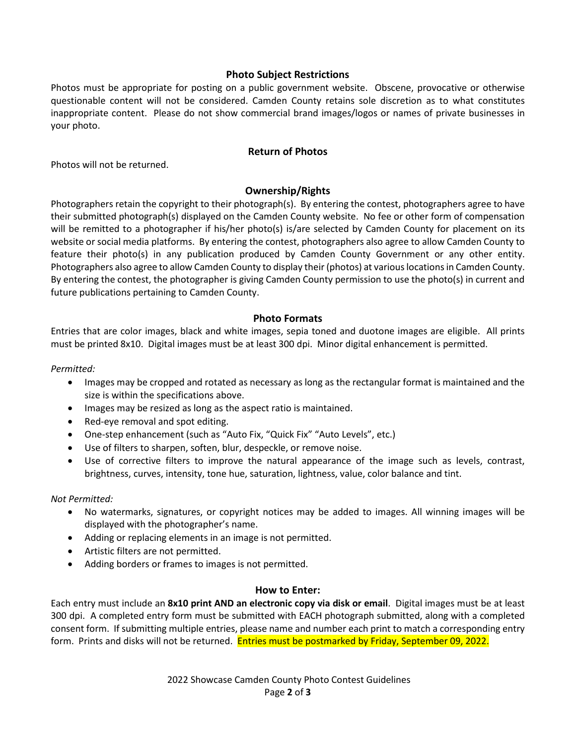## Photo Subject Restrictions

Photos must be appropriate for posting on a public government website. Obscene, provocative or otherwise questionable content will not be considered. Camden County retains sole discretion as to what constitutes inappropriate content. Please do not show commercial brand images/logos or names of private businesses in your photo.

## Return of Photos

Photos will not be returned.

## Ownership/Rights

Photographers retain the copyright to their photograph(s). By entering the contest, photographers agree to have their submitted photograph(s) displayed on the Camden County website. No fee or other form of compensation will be remitted to a photographer if his/her photo(s) is/are selected by Camden County for placement on its website or social media platforms. By entering the contest, photographers also agree to allow Camden County to feature their photo(s) in any publication produced by Camden County Government or any other entity. Photographers also agree to allow Camden County to display their (photos) at various locations in Camden County. By entering the contest, the photographer is giving Camden County permission to use the photo(s) in current and future publications pertaining to Camden County.

## Photo Formats

Entries that are color images, black and white images, sepia toned and duotone images are eligible. All prints must be printed 8x10. Digital images must be at least 300 dpi. Minor digital enhancement is permitted.

*Permitted:*

- Images may be cropped and rotated as necessary as long as the rectangular format is maintained and the size is within the specifications above.
- Images may be resized as long as the aspect ratio is maintained.
- Red-eye removal and spot editing.
- One-step enhancement (such as "Auto Fix, "Quick Fix" "Auto Levels", etc.)
- Use of filters to sharpen, soften, blur, despeckle, or remove noise.
- Use of corrective filters to improve the natural appearance of the image such as levels, contrast, brightness, curves, intensity, tone hue, saturation, lightness, value, color balance and tint.

*Not Permitted:*

- No watermarks, signatures, or copyright notices may be added to images. All winning images will be displayed with the photographer's name.
- Adding or replacing elements in an image is not permitted.
- Artistic filters are not permitted.
- Adding borders or frames to images is not permitted.

## How to Enter:

Each entry must include an **8x10 print AND an electronic copy via disk or email**. Digital images must be at least 300 dpi. A completed entry form must be submitted with EACH photograph submitted, along with a completed consent form. If submitting multiple entries, please name and number each print to match a corresponding entry form. Prints and disks will not be returned. Entries must be postmarked by Friday, September 09, 2022.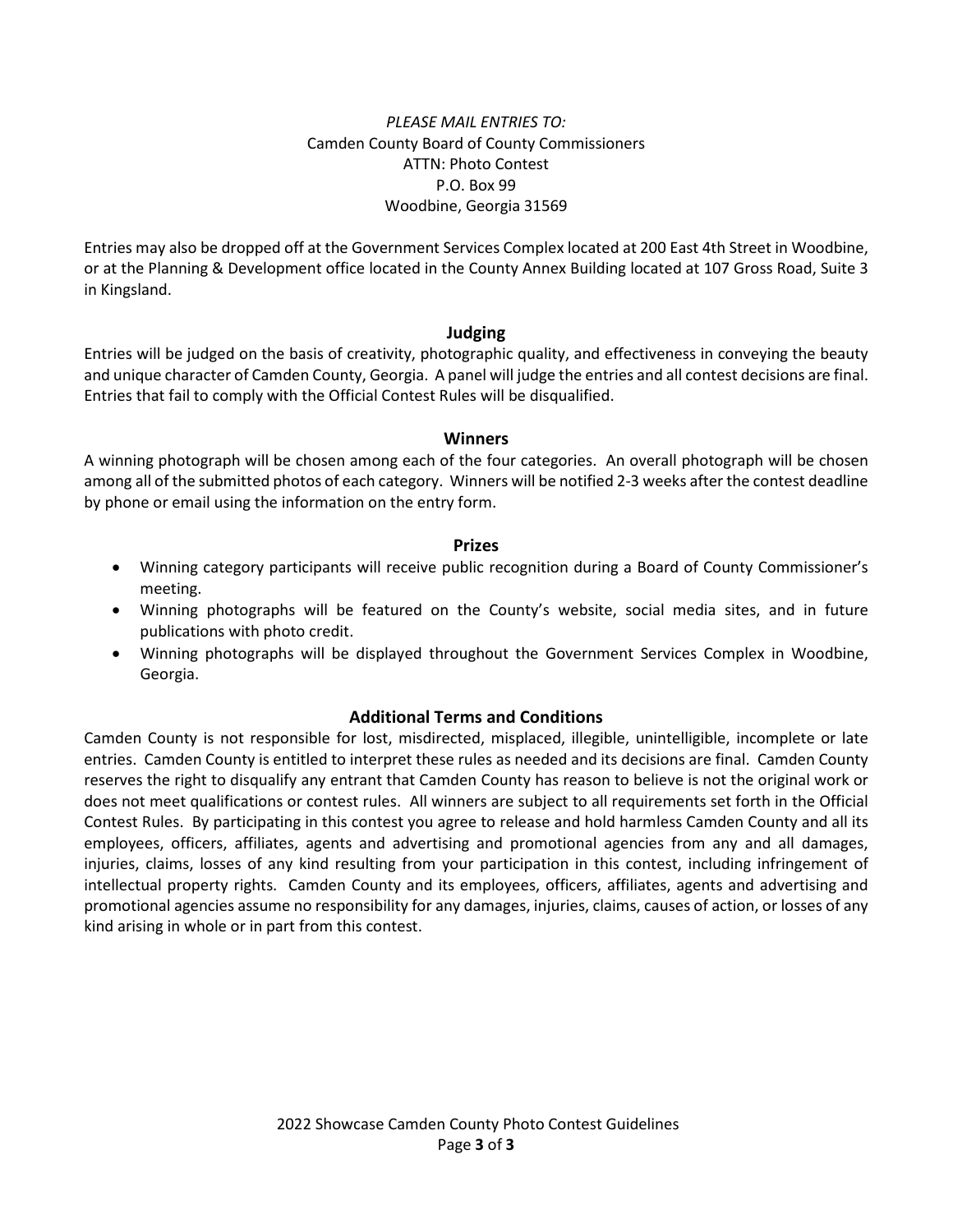*PLEASE MAIL ENTRIES TO:*
Camden County Board of County Commissioners
ATTN: Photo Contest
P.O. Box 99
Woodbine, Georgia 31569

Entries may also be dropped off at the Government Services Complex located at 200 East 4th Street in Woodbine, or at the Planning & Development office located in the County Annex Building located at 107 Gross Road, Suite 3 in Kingsland.

## Judging

Entries will be judged on the basis of creativity, photographic quality, and effectiveness in conveying the beauty and unique character of Camden County, Georgia. A panel will judge the entries and all contest decisions are final. Entries that fail to comply with the Official Contest Rules will be disqualified.

## Winners

A winning photograph will be chosen among each of the four categories. An overall photograph will be chosen among all of the submitted photos of each category. Winners will be notified 2-3 weeks after the contest deadline by phone or email using the information on the entry form.

## Prizes

- Winning category participants will receive public recognition during a Board of County Commissioner's meeting.
- Winning photographs will be featured on the County's website, social media sites, and in future publications with photo credit.
- Winning photographs will be displayed throughout the Government Services Complex in Woodbine, Georgia.

## Additional Terms and Conditions

Camden County is not responsible for lost, misdirected, misplaced, illegible, unintelligible, incomplete or late entries. Camden County is entitled to interpret these rules as needed and its decisions are final. Camden County reserves the right to disqualify any entrant that Camden County has reason to believe is not the original work or does not meet qualifications or contest rules. All winners are subject to all requirements set forth in the Official Contest Rules. By participating in this contest you agree to release and hold harmless Camden County and all its employees, officers, affiliates, agents and advertising and promotional agencies from any and all damages, injuries, claims, losses of any kind resulting from your participation in this contest, including infringement of intellectual property rights. Camden County and its employees, officers, affiliates, agents and advertising and promotional agencies assume no responsibility for any damages, injuries, claims, causes of action, or losses of any kind arising in whole or in part from this contest.